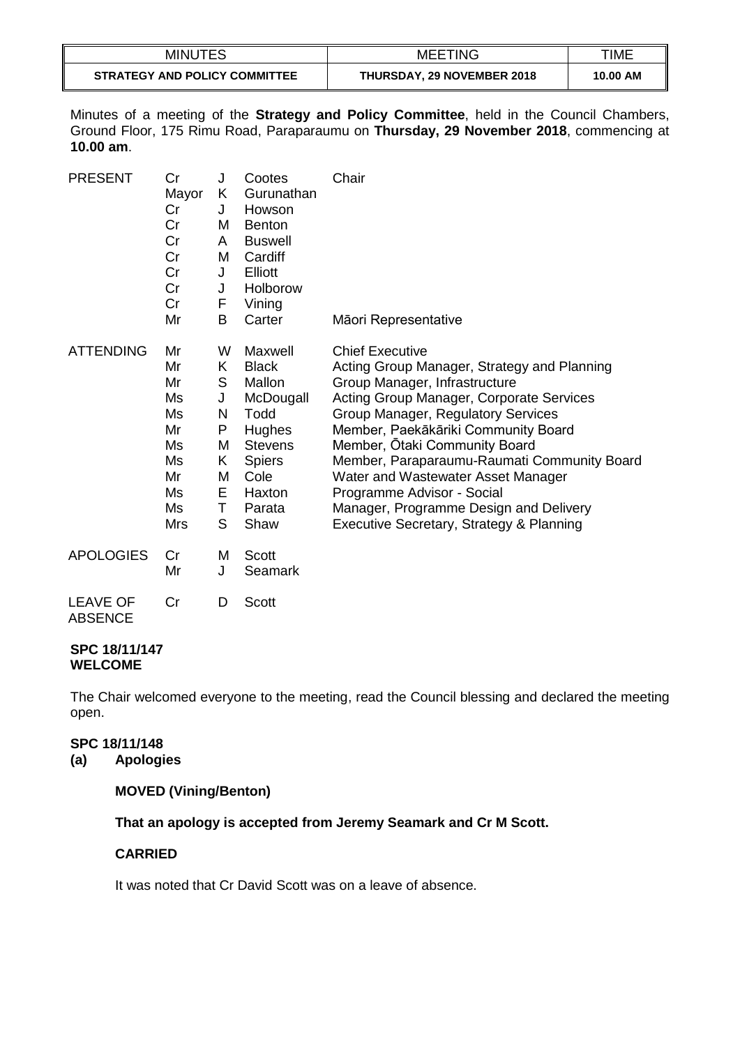| MINUTES | MEETING | TIME |
| --- | --- | --- |
| **STRATEGY AND POLICY COMMITTEE** | **THURSDAY, 29 NOVEMBER 2018** | **10.00 AM** |

Minutes of a meeting of the **Strategy and Policy Committee**, held in the Council Chambers, Ground Floor, 175 Rimu Road, Paraparaumu on **Thursday, 29 November 2018**, commencing at **10.00 am**.

| | | | | |
| --- | --- | --- | --- | --- |
| PRESENT | Cr | J | Cootes | Chair |
| | Mayor | K | Gurunathan | |
| | Cr | J | Howson | |
| | Cr | M | Benton | |
| | Cr | A | Buswell | |
| | Cr | M | Cardiff | |
| | Cr | J | Elliott | |
| | Cr | J | Holborow | |
| | Cr | F | Vining | |
| | Mr | B | Carter | Māori Representative |
| ATTENDING | Mr | W | Maxwell | Chief Executive |
| | Mr | K | Black | Acting Group Manager, Strategy and Planning |
| | Mr | S | Mallon | Group Manager, Infrastructure |
| | Ms | J | McDougall | Acting Group Manager, Corporate Services |
| | Ms | N | Todd | Group Manager, Regulatory Services |
| | Mr | P | Hughes | Member, Paekākāriki Community Board |
| | Ms | M | Stevens | Member, Ōtaki Community Board |
| | Ms | K | Spiers | Member, Paraparaumu-Raumati Community Board |
| | Mr | M | Cole | Water and Wastewater Asset Manager |
| | Ms | E | Haxton | Programme Advisor - Social |
| | Ms | T | Parata | Manager, Programme Design and Delivery |
| | Mrs | S | Shaw | Executive Secretary, Strategy & Planning |
| APOLOGIES | Cr | M | Scott | |
| | Mr | J | Seamark | |
| LEAVE OF ABSENCE | Cr | D | Scott | |

**SPC 18/11/147**
**WELCOME**

The Chair welcomed everyone to the meeting, read the Council blessing and declared the meeting open.

**SPC 18/11/148**
**(a) Apologies**

**MOVED (Vining/Benton)**

**That an apology is accepted from Jeremy Seamark and Cr M Scott.**

**CARRIED**

It was noted that Cr David Scott was on a leave of absence.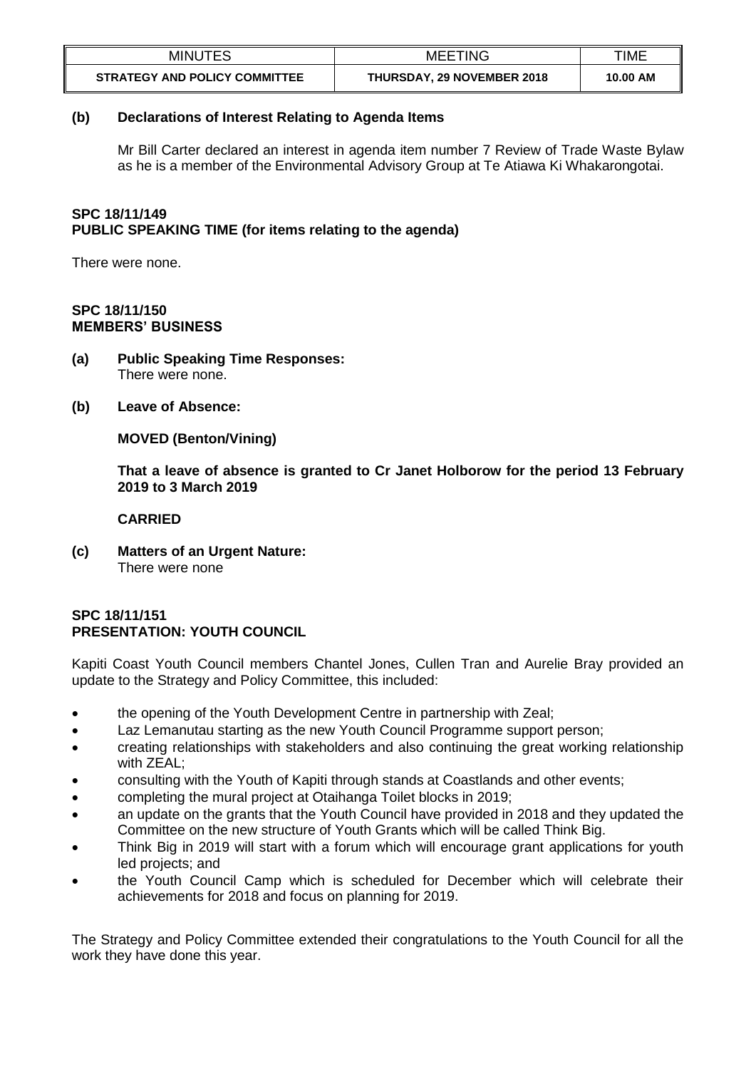**(b) Declarations of Interest Relating to Agenda Items**

Mr Bill Carter declared an interest in agenda item number 7 Review of Trade Waste Bylaw as he is a member of the Environmental Advisory Group at Te Atiawa Ki Whakarongotai.

**SPC 18/11/149**
**PUBLIC SPEAKING TIME (for items relating to the agenda)**

There were none.

**SPC 18/11/150**
**MEMBERS' BUSINESS**

**(a) Public Speaking Time Responses:**
There were none.

**(b) Leave of Absence:**

**MOVED (Benton/Vining)**

**That a leave of absence is granted to Cr Janet Holborow for the period 13 February 2019 to 3 March 2019**

**CARRIED**

**(c) Matters of an Urgent Nature:**
There were none

**SPC 18/11/151**
**PRESENTATION: YOUTH COUNCIL**

Kapiti Coast Youth Council members Chantel Jones, Cullen Tran and Aurelie Bray provided an update to the Strategy and Policy Committee, this included:

- the opening of the Youth Development Centre in partnership with Zeal;
- Laz Lemanutau starting as the new Youth Council Programme support person;
- creating relationships with stakeholders and also continuing the great working relationship with ZEAL;
- consulting with the Youth of Kapiti through stands at Coastlands and other events;
- completing the mural project at Otaihanga Toilet blocks in 2019;
- an update on the grants that the Youth Council have provided in 2018 and they updated the Committee on the new structure of Youth Grants which will be called Think Big.
- Think Big in 2019 will start with a forum which will encourage grant applications for youth led projects; and
- the Youth Council Camp which is scheduled for December which will celebrate their achievements for 2018 and focus on planning for 2019.

The Strategy and Policy Committee extended their congratulations to the Youth Council for all the work they have done this year.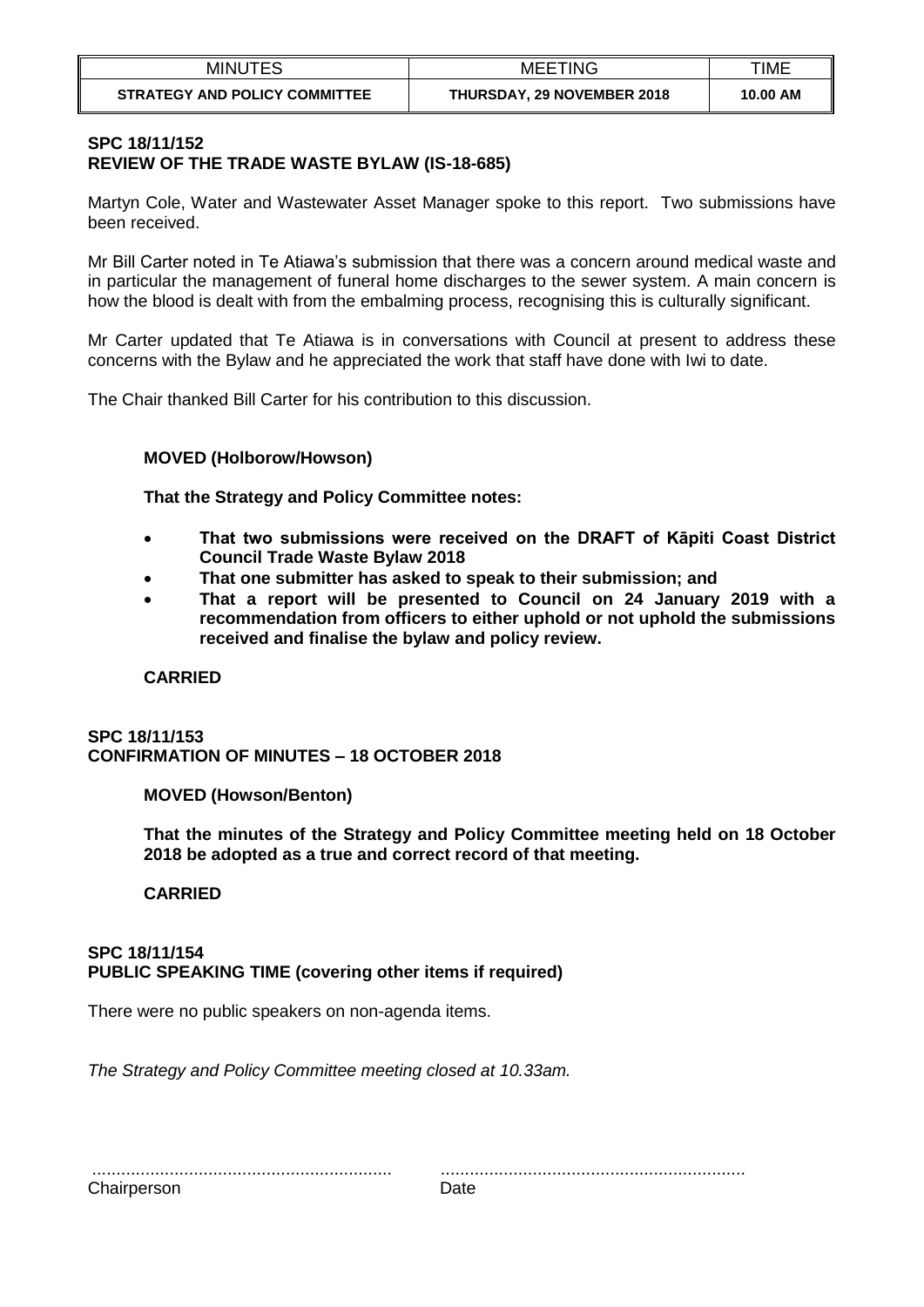**SPC 18/11/152**
**REVIEW OF THE TRADE WASTE BYLAW (IS-18-685)**

Martyn Cole, Water and Wastewater Asset Manager spoke to this report. Two submissions have been received.

Mr Bill Carter noted in Te Atiawa's submission that there was a concern around medical waste and in particular the management of funeral home discharges to the sewer system. A main concern is how the blood is dealt with from the embalming process, recognising this is culturally significant.

Mr Carter updated that Te Atiawa is in conversations with Council at present to address these concerns with the Bylaw and he appreciated the work that staff have done with Iwi to date.

The Chair thanked Bill Carter for his contribution to this discussion.

**MOVED (Holborow/Howson)**

**That the Strategy and Policy Committee notes:**

- **That two submissions were received on the DRAFT of Kāpiti Coast District Council Trade Waste Bylaw 2018**
- **That one submitter has asked to speak to their submission; and**
- **That a report will be presented to Council on 24 January 2019 with a recommendation from officers to either uphold or not uphold the submissions received and finalise the bylaw and policy review.**

**CARRIED**

**SPC 18/11/153**
**CONFIRMATION OF MINUTES – 18 OCTOBER 2018**

**MOVED (Howson/Benton)**

**That the minutes of the Strategy and Policy Committee meeting held on 18 October 2018 be adopted as a true and correct record of that meeting.**

**CARRIED**

**SPC 18/11/154**
**PUBLIC SPEAKING TIME (covering other items if required)**

There were no public speakers on non-agenda items.

*The Strategy and Policy Committee meeting closed at 10.33am.*

............................................................ ............................................................
Chairperson Date